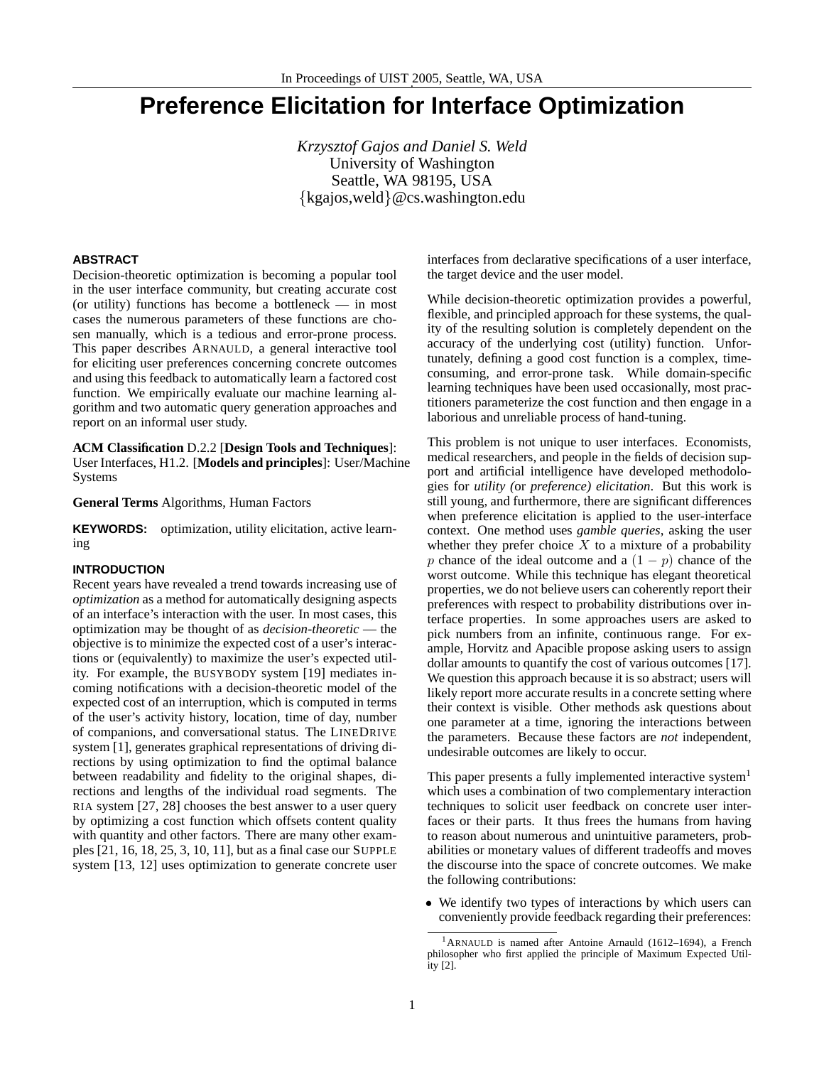# Preference Elicitation for Interface Optimization

*Krzysztof Gajos and Daniel S. Weld*
University of Washington
Seattle, WA 98195, USA
{kgajos,weld}@cs.washington.edu

## ABSTRACT

Decision-theoretic optimization is becoming a popular tool in the user interface community, but creating accurate cost (or utility) functions has become a bottleneck — in most cases the numerous parameters of these functions are chosen manually, which is a tedious and error-prone process. This paper describes ARNAULD, a general interactive tool for eliciting user preferences concerning concrete outcomes and using this feedback to automatically learn a factored cost function. We empirically evaluate our machine learning algorithm and two automatic query generation approaches and report on an informal user study.

**ACM Classification** D.2.2 [**Design Tools and Techniques**]: User Interfaces, H1.2. [**Models and principles**]: User/Machine Systems

**General Terms** Algorithms, Human Factors

**KEYWORDS:** optimization, utility elicitation, active learning

## INTRODUCTION

Recent years have revealed a trend towards increasing use of *optimization* as a method for automatically designing aspects of an interface's interaction with the user. In most cases, this optimization may be thought of as *decision-theoretic* — the objective is to minimize the expected cost of a user's interactions or (equivalently) to maximize the user's expected utility. For example, the BUSYBODY system [19] mediates incoming notifications with a decision-theoretic model of the expected cost of an interruption, which is computed in terms of the user's activity history, location, time of day, number of companions, and conversational status. The LINEDRIVE system [1], generates graphical representations of driving directions by using optimization to find the optimal balance between readability and fidelity to the original shapes, directions and lengths of the individual road segments. The RIA system [27, 28] chooses the best answer to a user query by optimizing a cost function which offsets content quality with quantity and other factors. There are many other examples [21, 16, 18, 25, 3, 10, 11], but as a final case our SUPPLE system [13, 12] uses optimization to generate concrete user interfaces from declarative specifications of a user interface, the target device and the user model.

While decision-theoretic optimization provides a powerful, flexible, and principled approach for these systems, the quality of the resulting solution is completely dependent on the accuracy of the underlying cost (utility) function. Unfortunately, defining a good cost function is a complex, time-consuming, and error-prone task. While domain-specific learning techniques have been used occasionally, most practitioners parameterize the cost function and then engage in a laborious and unreliable process of hand-tuning.

This problem is not unique to user interfaces. Economists, medical researchers, and people in the fields of decision support and artificial intelligence have developed methodologies for *utility (*or *preference) elicitation*. But this work is still young, and furthermore, there are significant differences when preference elicitation is applied to the user-interface context. One method uses *gamble queries*, asking the user whether they prefer choice $X$ to a mixture of a probability $p$ chance of the ideal outcome and a $(1 - p)$ chance of the worst outcome. While this technique has elegant theoretical properties, we do not believe users can coherently report their preferences with respect to probability distributions over interface properties. In some approaches users are asked to pick numbers from an infinite, continuous range. For example, Horvitz and Apacible propose asking users to assign dollar amounts to quantify the cost of various outcomes [17]. We question this approach because it is so abstract; users will likely report more accurate results in a concrete setting where their context is visible. Other methods ask questions about one parameter at a time, ignoring the interactions between the parameters. Because these factors are *not* independent, undesirable outcomes are likely to occur.

This paper presents a fully implemented interactive system[1] which uses a combination of two complementary interaction techniques to solicit user feedback on concrete user interfaces or their parts. It thus frees the humans from having to reason about numerous and unintuitive parameters, probabilities or monetary values of different tradeoffs and moves the discourse into the space of concrete outcomes. We make the following contributions:

- We identify two types of interactions by which users can conveniently provide feedback regarding their preferences:

[1] ARNAULD is named after Antoine Arnauld (1612–1694), a French philosopher who first applied the principle of Maximum Expected Utility [2].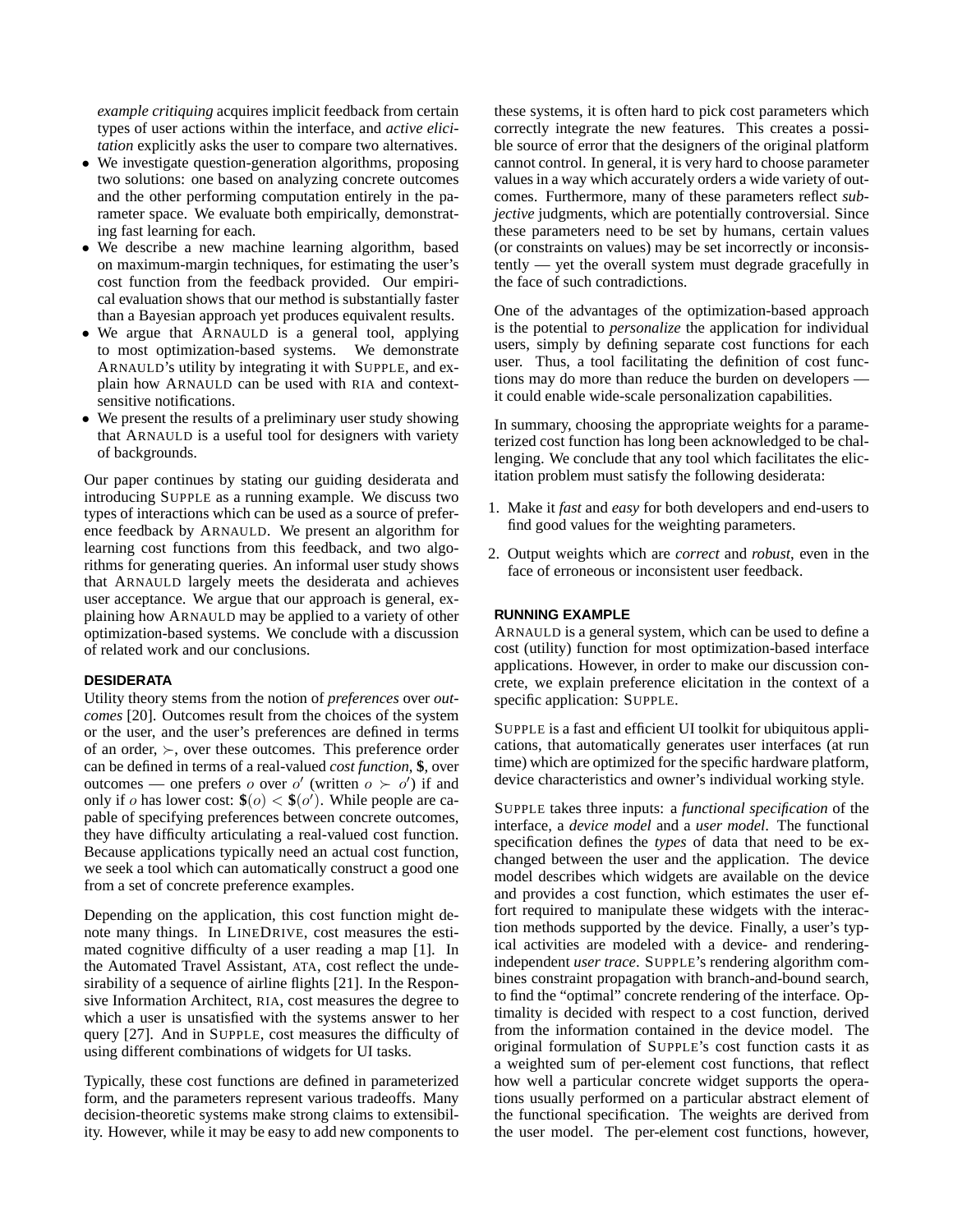*example critiquing* acquires implicit feedback from certain types of user actions within the interface, and *active elicitation* explicitly asks the user to compare two alternatives.

- We investigate question-generation algorithms, proposing two solutions: one based on analyzing concrete outcomes and the other performing computation entirely in the parameter space. We evaluate both empirically, demonstrating fast learning for each.
- We describe a new machine learning algorithm, based on maximum-margin techniques, for estimating the user's cost function from the feedback provided. Our empirical evaluation shows that our method is substantially faster than a Bayesian approach yet produces equivalent results.
- We argue that ARNAULD is a general tool, applying to most optimization-based systems. We demonstrate ARNAULD's utility by integrating it with SUPPLE, and explain how ARNAULD can be used with RIA and context-sensitive notifications.
- We present the results of a preliminary user study showing that ARNAULD is a useful tool for designers with variety of backgrounds.

Our paper continues by stating our guiding desiderata and introducing SUPPLE as a running example. We discuss two types of interactions which can be used as a source of preference feedback by ARNAULD. We present an algorithm for learning cost functions from this feedback, and two algorithms for generating queries. An informal user study shows that ARNAULD largely meets the desiderata and achieves user acceptance. We argue that our approach is general, explaining how ARNAULD may be applied to a variety of other optimization-based systems. We conclude with a discussion of related work and our conclusions.

## DESIDERATA

Utility theory stems from the notion of *preferences* over *outcomes* [20]. Outcomes result from the choices of the system or the user, and the user's preferences are defined in terms of an order, $\succ$, over these outcomes. This preference order can be defined in terms of a real-valued *cost function*, **\$**, over outcomes — one prefers $o$ over $o'$ (written $o \succ o'$) if and only if $o$ has lower cost: $\$(o) < \$(o')$. While people are capable of specifying preferences between concrete outcomes, they have difficulty articulating a real-valued cost function. Because applications typically need an actual cost function, we seek a tool which can automatically construct a good one from a set of concrete preference examples.

Depending on the application, this cost function might denote many things. In LINEDRIVE, cost measures the estimated cognitive difficulty of a user reading a map [1]. In the Automated Travel Assistant, ATA, cost reflect the undesirability of a sequence of airline flights [21]. In the Responsive Information Architect, RIA, cost measures the degree to which a user is unsatisfied with the systems answer to her query [27]. And in SUPPLE, cost measures the difficulty of using different combinations of widgets for UI tasks.

Typically, these cost functions are defined in parameterized form, and the parameters represent various tradeoffs. Many decision-theoretic systems make strong claims to extensibility. However, while it may be easy to add new components to these systems, it is often hard to pick cost parameters which correctly integrate the new features. This creates a possible source of error that the designers of the original platform cannot control. In general, it is very hard to choose parameter values in a way which accurately orders a wide variety of outcomes. Furthermore, many of these parameters reflect *subjective* judgments, which are potentially controversial. Since these parameters need to be set by humans, certain values (or constraints on values) may be set incorrectly or inconsistently — yet the overall system must degrade gracefully in the face of such contradictions.

One of the advantages of the optimization-based approach is the potential to *personalize* the application for individual users, simply by defining separate cost functions for each user. Thus, a tool facilitating the definition of cost functions may do more than reduce the burden on developers — it could enable wide-scale personalization capabilities.

In summary, choosing the appropriate weights for a parameterized cost function has long been acknowledged to be challenging. We conclude that any tool which facilitates the elicitation problem must satisfy the following desiderata:

1. Make it *fast* and *easy* for both developers and end-users to find good values for the weighting parameters.
2. Output weights which are *correct* and *robust*, even in the face of erroneous or inconsistent user feedback.

## RUNNING EXAMPLE

ARNAULD is a general system, which can be used to define a cost (utility) function for most optimization-based interface applications. However, in order to make our discussion concrete, we explain preference elicitation in the context of a specific application: SUPPLE.

SUPPLE is a fast and efficient UI toolkit for ubiquitous applications, that automatically generates user interfaces (at run time) which are optimized for the specific hardware platform, device characteristics and owner's individual working style.

SUPPLE takes three inputs: a *functional specification* of the interface, a *device model* and a *user model*. The functional specification defines the *types* of data that need to be exchanged between the user and the application. The device model describes which widgets are available on the device and provides a cost function, which estimates the user effort required to manipulate these widgets with the interaction methods supported by the device. Finally, a user's typical activities are modeled with a device- and rendering-independent *user trace*. SUPPLE's rendering algorithm combines constraint propagation with branch-and-bound search, to find the "optimal" concrete rendering of the interface. Optimality is decided with respect to a cost function, derived from the information contained in the device model. The original formulation of SUPPLE's cost function casts it as a weighted sum of per-element cost functions, that reflect how well a particular concrete widget supports the operations usually performed on a particular abstract element of the functional specification. The weights are derived from the user model. The per-element cost functions, however,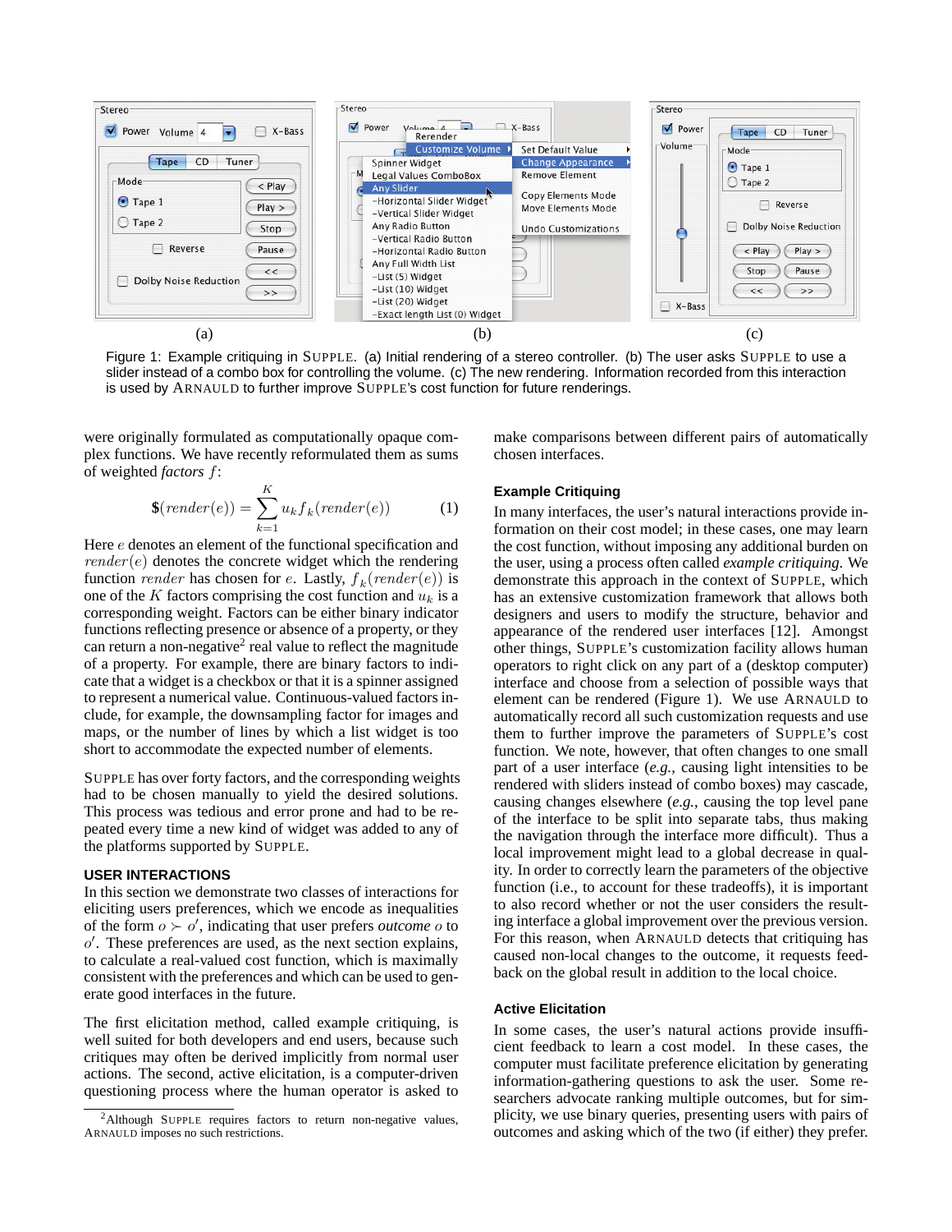(a) (b) (c)

Figure 1: Example critiquing in SUPPLE. (a) Initial rendering of a stereo controller. (b) The user asks SUPPLE to use a slider instead of a combo box for controlling the volume. (c) The new rendering. Information recorded from this interaction is used by ARNAULD to further improve SUPPLE's cost function for future renderings.

were originally formulated as computationally opaque complex functions. We have recently reformulated them as sums of weighted *factors* $f$:

$$\$(render(e)) = \sum_{k=1}^{K} u_k f_k(render(e)) \qquad (1)$$

Here $e$ denotes an element of the functional specification and $render(e)$ denotes the concrete widget which the rendering function $render$ has chosen for $e$. Lastly, $f_k(render(e))$ is one of the $K$ factors comprising the cost function and $u_k$ is a corresponding weight. Factors can be either binary indicator functions reflecting presence or absence of a property, or they can return a non-negative[2] real value to reflect the magnitude of a property. For example, there are binary factors to indicate that a widget is a checkbox or that it is a spinner assigned to represent a numerical value. Continuous-valued factors include, for example, the downsampling factor for images and maps, or the number of lines by which a list widget is too short to accommodate the expected number of elements.

SUPPLE has over forty factors, and the corresponding weights had to be chosen manually to yield the desired solutions. This process was tedious and error prone and had to be repeated every time a new kind of widget was added to any of the platforms supported by SUPPLE.

## USER INTERACTIONS

In this section we demonstrate two classes of interactions for eliciting users preferences, which we encode as inequalities of the form $o \succ o'$, indicating that user prefers *outcome* $o$ to $o'$. These preferences are used, as the next section explains, to calculate a real-valued cost function, which is maximally consistent with the preferences and which can be used to generate good interfaces in the future.

The first elicitation method, called example critiquing, is well suited for both developers and end users, because such critiques may often be derived implicitly from normal user actions. The second, active elicitation, is a computer-driven questioning process where the human operator is asked to make comparisons between different pairs of automatically chosen interfaces.

### Example Critiquing

In many interfaces, the user's natural interactions provide information on their cost model; in these cases, one may learn the cost function, without imposing any additional burden on the user, using a process often called *example critiquing*. We demonstrate this approach in the context of SUPPLE, which has an extensive customization framework that allows both designers and users to modify the structure, behavior and appearance of the rendered user interfaces [12]. Amongst other things, SUPPLE's customization facility allows human operators to right click on any part of a (desktop computer) interface and choose from a selection of possible ways that element can be rendered (Figure 1). We use ARNAULD to automatically record all such customization requests and use them to further improve the parameters of SUPPLE's cost function. We note, however, that often changes to one small part of a user interface (*e.g.*, causing light intensities to be rendered with sliders instead of combo boxes) may cascade, causing changes elsewhere (*e.g.*, causing the top level pane of the interface to be split into separate tabs, thus making the navigation through the interface more difficult). Thus a local improvement might lead to a global decrease in quality. In order to correctly learn the parameters of the objective function (i.e., to account for these tradeoffs), it is important to also record whether or not the user considers the resulting interface a global improvement over the previous version. For this reason, when ARNAULD detects that critiquing has caused non-local changes to the outcome, it requests feedback on the global result in addition to the local choice.

### Active Elicitation

In some cases, the user's natural actions provide insufficient feedback to learn a cost model. In these cases, the computer must facilitate preference elicitation by generating information-gathering questions to ask the user. Some researchers advocate ranking multiple outcomes, but for simplicity, we use binary queries, presenting users with pairs of outcomes and asking which of the two (if either) they prefer.

[2] Although SUPPLE requires factors to return non-negative values, ARNAULD imposes no such restrictions.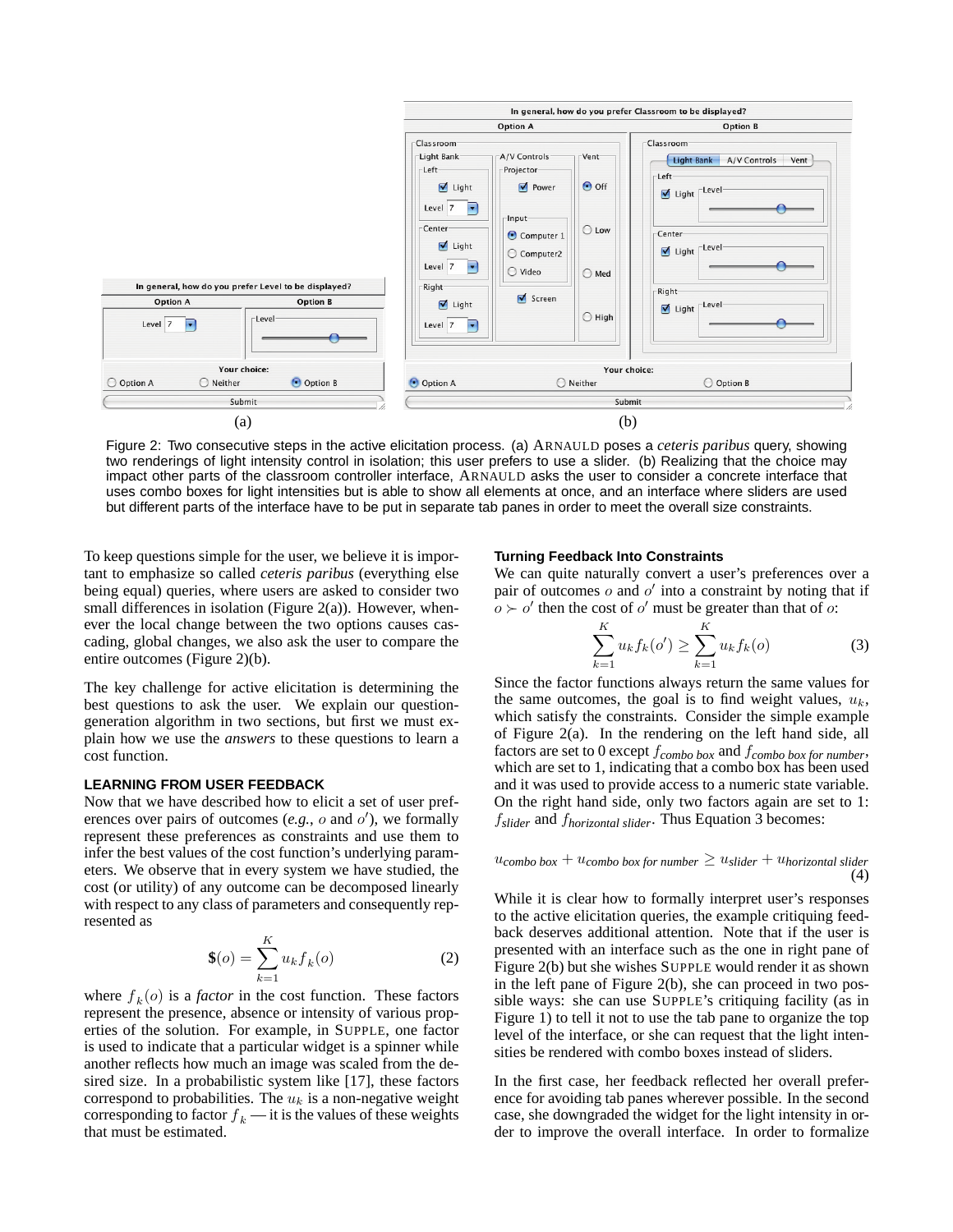Figure 2: Two consecutive steps in the active elicitation process. (a) ARNAULD poses a *ceteris paribus* query, showing two renderings of light intensity control in isolation; this user prefers to use a slider. (b) Realizing that the choice may impact other parts of the classroom controller interface, ARNAULD asks the user to consider a concrete interface that uses combo boxes for light intensities but is able to show all elements at once, and an interface where sliders are used but different parts of the interface have to be put in separate tab panes in order to meet the overall size constraints.

To keep questions simple for the user, we believe it is important to emphasize so called *ceteris paribus* (everything else being equal) queries, where users are asked to consider two small differences in isolation (Figure 2(a)). However, whenever the local change between the two options causes cascading, global changes, we also ask the user to compare the entire outcomes (Figure 2)(b).

The key challenge for active elicitation is determining the best questions to ask the user. We explain our question-generation algorithm in two sections, but first we must explain how we use the *answers* to these questions to learn a cost function.

### LEARNING FROM USER FEEDBACK

Now that we have described how to elicit a set of user preferences over pairs of outcomes (*e.g.*, $o$ and $o'$), we formally represent these preferences as constraints and use them to infer the best values of the cost function's underlying parameters. We observe that in every system we have studied, the cost (or utility) of any outcome can be decomposed linearly with respect to any class of parameters and consequently represented as

$$\$(o) = \sum_{k=1}^{K} u_k f_k(o) \quad (2)$$

where $f_k(o)$ is a *factor* in the cost function. These factors represent the presence, absence or intensity of various properties of the solution. For example, in SUPPLE, one factor is used to indicate that a particular widget is a spinner while another reflects how much an image was scaled from the desired size. In a probabilistic system like [17], these factors correspond to probabilities. The $u_k$ is a non-negative weight corresponding to factor $f_k$ — it is the values of these weights that must be estimated.

#### Turning Feedback Into Constraints

We can quite naturally convert a user's preferences over a pair of outcomes $o$ and $o'$ into a constraint by noting that if $o \succ o'$ then the cost of $o'$ must be greater than that of $o$:

$$\sum_{k=1}^{K} u_k f_k(o') \geq \sum_{k=1}^{K} u_k f_k(o) \quad (3)$$

Since the factor functions always return the same values for the same outcomes, the goal is to find weight values, $u_k$, which satisfy the constraints. Consider the simple example of Figure 2(a). In the rendering on the left hand side, all factors are set to 0 except $f_{\textit{combo box}}$ and $f_{\textit{combo box for number}}$, which are set to 1, indicating that a combo box has been used and it was used to provide access to a numeric state variable. On the right hand side, only two factors again are set to 1: $f_{\textit{slider}}$ and $f_{\textit{horizontal slider}}$. Thus Equation 3 becomes:

$$u_{\textit{combo box}} + u_{\textit{combo box for number}} \geq u_{\textit{slider}} + u_{\textit{horizontal slider}} \quad (4)$$

While it is clear how to formally interpret user's responses to the active elicitation queries, the example critiquing feedback deserves additional attention. Note that if the user is presented with an interface such as the one in right pane of Figure 2(b) but she wishes SUPPLE would render it as shown in the left pane of Figure 2(b), she can proceed in two possible ways: she can use SUPPLE's critiquing facility (as in Figure 1) to tell it not to use the tab pane to organize the top level of the interface, or she can request that the light intensities be rendered with combo boxes instead of sliders.

In the first case, her feedback reflected her overall preference for avoiding tab panes wherever possible. In the second case, she downgraded the widget for the light intensity in order to improve the overall interface. In order to formalize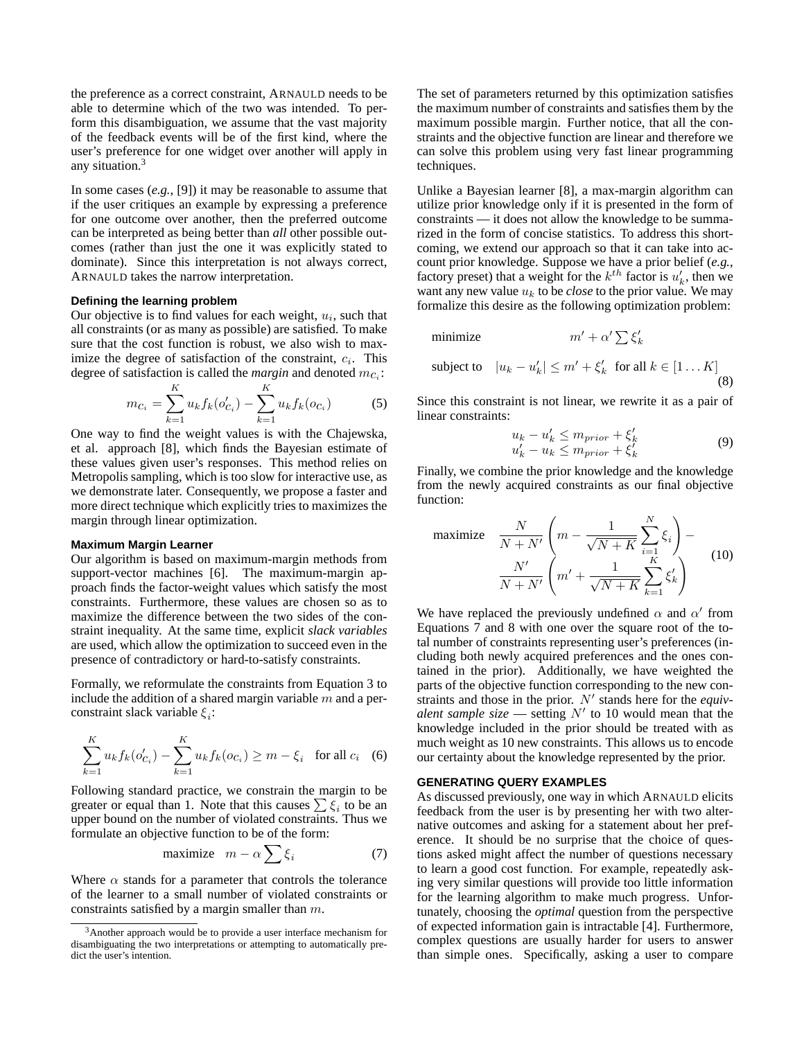the preference as a correct constraint, ARNAULD needs to be able to determine which of the two was intended. To perform this disambiguation, we assume that the vast majority of the feedback events will be of the first kind, where the user's preference for one widget over another will apply in any situation.[3]

In some cases (*e.g.,* [9]) it may be reasonable to assume that if the user critiques an example by expressing a preference for one outcome over another, then the preferred outcome can be interpreted as being better than *all* other possible outcomes (rather than just the one it was explicitly stated to dominate). Since this interpretation is not always correct, ARNAULD takes the narrow interpretation.

### Defining the learning problem

Our objective is to find values for each weight, $u_i$, such that all constraints (or as many as possible) are satisfied. To make sure that the cost function is robust, we also wish to maximize the degree of satisfaction of the constraint, $c_i$. This degree of satisfaction is called the *margin* and denoted $m_{C_i}$:

$$m_{C_i} = \sum_{k=1}^{K} u_k f_k(o'_{C_i}) - \sum_{k=1}^{K} u_k f_k(o_{C_i}) \tag{5}$$

One way to find the weight values is with the Chajewska, et al. approach [8], which finds the Bayesian estimate of these values given user's responses. This method relies on Metropolis sampling, which is too slow for interactive use, as we demonstrate later. Consequently, we propose a faster and more direct technique which explicitly tries to maximizes the margin through linear optimization.

### Maximum Margin Learner

Our algorithm is based on maximum-margin methods from support-vector machines [6]. The maximum-margin approach finds the factor-weight values which satisfy the most constraints. Furthermore, these values are chosen so as to maximize the difference between the two sides of the constraint inequality. At the same time, explicit *slack variables* are used, which allow the optimization to succeed even in the presence of contradictory or hard-to-satisfy constraints.

Formally, we reformulate the constraints from Equation 3 to include the addition of a shared margin variable $m$ and a per-constraint slack variable $\xi_i$:

$$\sum_{k=1}^{K} u_k f_k(o'_{C_i}) - \sum_{k=1}^{K} u_k f_k(o_{C_i}) \geq m - \xi_i \quad \text{for all } c_i \tag{6}$$

Following standard practice, we constrain the margin to be greater or equal than 1. Note that this causes $\sum \xi_i$ to be an upper bound on the number of violated constraints. Thus we formulate an objective function to be of the form:

$$\text{maximize} \quad m - \alpha \sum \xi_i \tag{7}$$

Where $\alpha$ stands for a parameter that controls the tolerance of the learner to a small number of violated constraints or constraints satisfied by a margin smaller than $m$.

The set of parameters returned by this optimization satisfies the maximum number of constraints and satisfies them by the maximum possible margin. Further notice, that all the constraints and the objective function are linear and therefore we can solve this problem using very fast linear programming techniques.

Unlike a Bayesian learner [8], a max-margin algorithm can utilize prior knowledge only if it is presented in the form of constraints — it does not allow the knowledge to be summarized in the form of concise statistics. To address this shortcoming, we extend our approach so that it can take into account prior knowledge. Suppose we have a prior belief (*e.g.,* factory preset) that a weight for the $k^{th}$ factor is $u'_k$, then we want any new value $u_k$ to be *close* to the prior value. We may formalize this desire as the following optimization problem:

$$\begin{aligned} &\text{minimize} && m' + \alpha' \sum \xi'_k \\ &\text{subject to} && |u_k - u'_k| \leq m' + \xi'_k \quad \text{for all } k \in [1 \ldots K] \end{aligned} \tag{8}$$

Since this constraint is not linear, we rewrite it as a pair of linear constraints:

$$\begin{aligned} u_k - u'_k &\leq m_{prior} + \xi'_k \\ u'_k - u_k &\leq m_{prior} + \xi'_k \end{aligned} \tag{9}$$

Finally, we combine the prior knowledge and the knowledge from the newly acquired constraints as our final objective function:

$$\text{maximize} \quad \frac{N}{N+N'}\left(m - \frac{1}{\sqrt{N+K}}\sum_{i=1}^{N}\xi_i\right) - \frac{N'}{N+N'}\left(m' + \frac{1}{\sqrt{N+K}}\sum_{k=1}^{K}\xi'_k\right) \tag{10}$$

We have replaced the previously undefined $\alpha$ and $\alpha'$ from Equations 7 and 8 with one over the square root of the total number of constraints representing user's preferences (including both newly acquired preferences and the ones contained in the prior). Additionally, we have weighted the parts of the objective function corresponding to the new constraints and those in the prior. $N'$ stands here for the *equivalent sample size* — setting $N'$ to 10 would mean that the knowledge included in the prior should be treated with as much weight as 10 new constraints. This allows us to encode our certainty about the knowledge represented by the prior.

## GENERATING QUERY EXAMPLES

As discussed previously, one way in which ARNAULD elicits feedback from the user is by presenting her with two alternative outcomes and asking for a statement about her preference. It should be no surprise that the choice of questions asked might affect the number of questions necessary to learn a good cost function. For example, repeatedly asking very similar questions will provide too little information for the learning algorithm to make much progress. Unfortunately, choosing the *optimal* question from the perspective of expected information gain is intractable [4]. Furthermore, complex questions are usually harder for users to answer than simple ones. Specifically, asking a user to compare

[3] Another approach would be to provide a user interface mechanism for disambiguating the two interpretations or attempting to automatically predict the user's intention.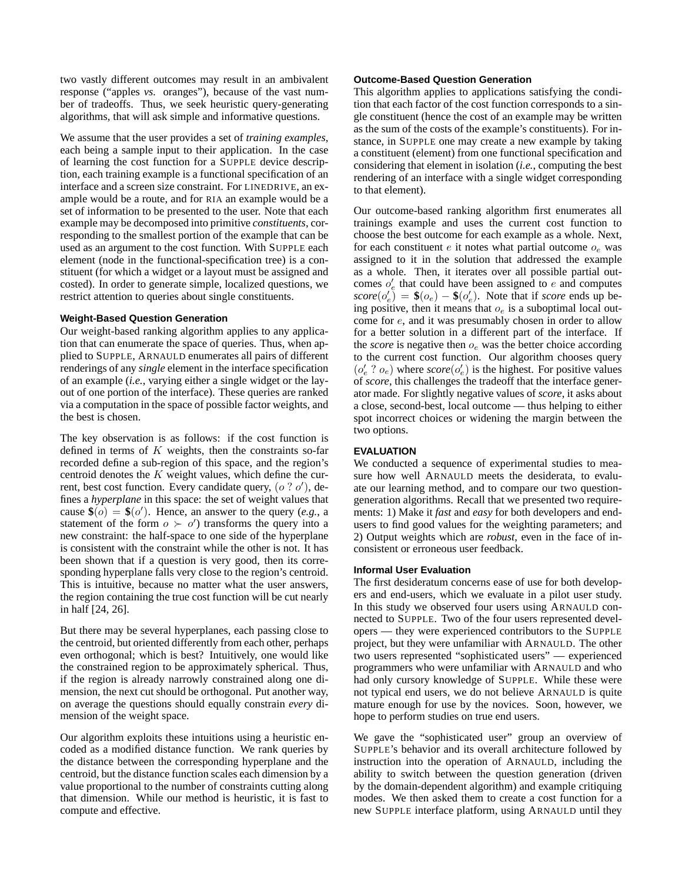two vastly different outcomes may result in an ambivalent response ("apples *vs.* oranges"), because of the vast number of tradeoffs. Thus, we seek heuristic query-generating algorithms, that will ask simple and informative questions.

We assume that the user provides a set of *training examples*, each being a sample input to their application. In the case of learning the cost function for a SUPPLE device description, each training example is a functional specification of an interface and a screen size constraint. For LINEDRIVE, an example would be a route, and for RIA an example would be a set of information to be presented to the user. Note that each example may be decomposed into primitive *constituents*, corresponding to the smallest portion of the example that can be used as an argument to the cost function. With SUPPLE each element (node in the functional-specification tree) is a constituent (for which a widget or a layout must be assigned and costed). In order to generate simple, localized questions, we restrict attention to queries about single constituents.

#### Weight-Based Question Generation

Our weight-based ranking algorithm applies to any application that can enumerate the space of queries. Thus, when applied to SUPPLE, ARNAULD enumerates all pairs of different renderings of any *single* element in the interface specification of an example (*i.e.*, varying either a single widget or the layout of one portion of the interface). These queries are ranked via a computation in the space of possible factor weights, and the best is chosen.

The key observation is as follows: if the cost function is defined in terms of $K$ weights, then the constraints so-far recorded define a sub-region of this space, and the region's centroid denotes the $K$ weight values, which define the current, best cost function. Every candidate query, $(o \; ? \; o')$, defines a *hyperplane* in this space: the set of weight values that cause $\$(o) = \$(o')$. Hence, an answer to the query (*e.g.*, a statement of the form $o \succ o'$) transforms the query into a new constraint: the half-space to one side of the hyperplane is consistent with the constraint while the other is not. It has been shown that if a question is very good, then its corresponding hyperplane falls very close to the region's centroid. This is intuitive, because no matter what the user answers, the region containing the true cost function will be cut nearly in half [24, 26].

But there may be several hyperplanes, each passing close to the centroid, but oriented differently from each other, perhaps even orthogonal; which is best? Intuitively, one would like the constrained region to be approximately spherical. Thus, if the region is already narrowly constrained along one dimension, the next cut should be orthogonal. Put another way, on average the questions should equally constrain *every* dimension of the weight space.

Our algorithm exploits these intuitions using a heuristic encoded as a modified distance function. We rank queries by the distance between the corresponding hyperplane and the centroid, but the distance function scales each dimension by a value proportional to the number of constraints cutting along that dimension. While our method is heuristic, it is fast to compute and effective.

#### Outcome-Based Question Generation

This algorithm applies to applications satisfying the condition that each factor of the cost function corresponds to a single constituent (hence the cost of an example may be written as the sum of the costs of the example's constituents). For instance, in SUPPLE one may create a new example by taking a constituent (element) from one functional specification and considering that element in isolation (*i.e.*, computing the best rendering of an interface with a single widget corresponding to that element).

Our outcome-based ranking algorithm first enumerates all trainings example and uses the current cost function to choose the best outcome for each example as a whole. Next, for each constituent $e$ it notes what partial outcome $o_e$ was assigned to it in the solution that addressed the example as a whole. Then, it iterates over all possible partial outcomes $o'_e$ that could have been assigned to $e$ and computes $score(o'_e) = \$(o_e) - \$(o'_e)$. Note that if *score* ends up being positive, then it means that $o_e$ is a suboptimal local outcome for $e$, and it was presumably chosen in order to allow for a better solution in a different part of the interface. If the *score* is negative then $o_e$ was the better choice according to the current cost function. Our algorithm chooses query $(o'_e \; ? \; o_e)$ where $score(o'_e)$ is the highest. For positive values of *score*, this challenges the tradeoff that the interface generator made. For slightly negative values of *score*, it asks about a close, second-best, local outcome — thus helping to either spot incorrect choices or widening the margin between the two options.

### EVALUATION

We conducted a sequence of experimental studies to measure how well ARNAULD meets the desiderata, to evaluate our learning method, and to compare our two question-generation algorithms. Recall that we presented two requirements: 1) Make it *fast* and *easy* for both developers and end-users to find good values for the weighting parameters; and 2) Output weights which are *robust*, even in the face of inconsistent or erroneous user feedback.

#### Informal User Evaluation

The first desideratum concerns ease of use for both developers and end-users, which we evaluate in a pilot user study. In this study we observed four users using ARNAULD connected to SUPPLE. Two of the four users represented developers — they were experienced contributors to the SUPPLE project, but they were unfamiliar with ARNAULD. The other two users represented "sophisticated users" — experienced programmers who were unfamiliar with ARNAULD and who had only cursory knowledge of SUPPLE. While these were not typical end users, we do not believe ARNAULD is quite mature enough for use by the novices. Soon, however, we hope to perform studies on true end users.

We gave the "sophisticated user" group an overview of SUPPLE's behavior and its overall architecture followed by instruction into the operation of ARNAULD, including the ability to switch between the question generation (driven by the domain-dependent algorithm) and example critiquing modes. We then asked them to create a cost function for a new SUPPLE interface platform, using ARNAULD until they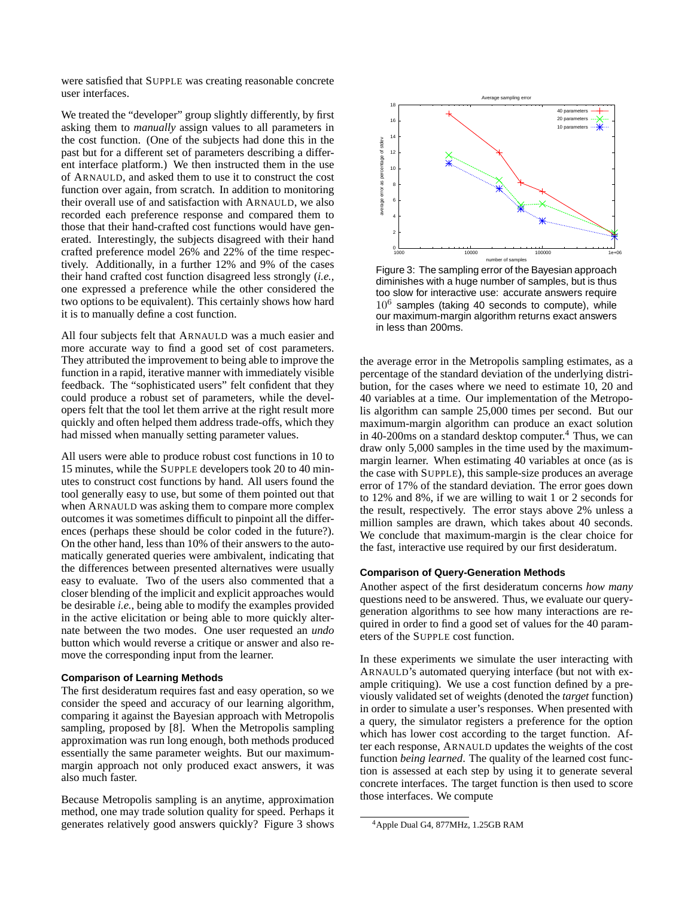were satisfied that SUPPLE was creating reasonable concrete user interfaces.

We treated the "developer" group slightly differently, by first asking them to *manually* assign values to all parameters in the cost function. (One of the subjects had done this in the past but for a different set of parameters describing a different interface platform.) We then instructed them in the use of ARNAULD, and asked them to use it to construct the cost function over again, from scratch. In addition to monitoring their overall use of and satisfaction with ARNAULD, we also recorded each preference response and compared them to those that their hand-crafted cost functions would have generated. Interestingly, the subjects disagreed with their hand crafted preference model 26% and 22% of the time respectively. Additionally, in a further 12% and 9% of the cases their hand crafted cost function disagreed less strongly (*i.e.*, one expressed a preference while the other considered the two options to be equivalent). This certainly shows how hard it is to manually define a cost function.

All four subjects felt that ARNAULD was a much easier and more accurate way to find a good set of cost parameters. They attributed the improvement to being able to improve the function in a rapid, iterative manner with immediately visible feedback. The "sophisticated users" felt confident that they could produce a robust set of parameters, while the developers felt that the tool let them arrive at the right result more quickly and often helped them address trade-offs, which they had missed when manually setting parameter values.

All users were able to produce robust cost functions in 10 to 15 minutes, while the SUPPLE developers took 20 to 40 minutes to construct cost functions by hand. All users found the tool generally easy to use, but some of them pointed out that when ARNAULD was asking them to compare more complex outcomes it was sometimes difficult to pinpoint all the differences (perhaps these should be color coded in the future?). On the other hand, less than 10% of their answers to the automatically generated queries were ambivalent, indicating that the differences between presented alternatives were usually easy to evaluate. Two of the users also commented that a closer blending of the implicit and explicit approaches would be desirable *i.e.*, being able to modify the examples provided in the active elicitation or being able to more quickly alternate between the two modes. One user requested an *undo* button which would reverse a critique or answer and also remove the corresponding input from the learner.

### Comparison of Learning Methods

The first desideratum requires fast and easy operation, so we consider the speed and accuracy of our learning algorithm, comparing it against the Bayesian approach with Metropolis sampling, proposed by [8]. When the Metropolis sampling approximation was run long enough, both methods produced essentially the same parameter weights. But our maximum-margin approach not only produced exact answers, it was also much faster.

Because Metropolis sampling is an anytime, approximation method, one may trade solution quality for speed. Perhaps it generates relatively good answers quickly? Figure 3 shows the average error in the Metropolis sampling estimates, as a percentage of the standard deviation of the underlying distribution, for the cases where we need to estimate 10, 20 and 40 variables at a time. Our implementation of the Metropolis algorithm can sample 25,000 times per second. But our maximum-margin algorithm can produce an exact solution in 40-200ms on a standard desktop computer.[4] Thus, we can draw only 5,000 samples in the time used by the maximum-margin learner. When estimating 40 variables at once (as is the case with SUPPLE), this sample-size produces an average error of 17% of the standard deviation. The error goes down to 12% and 8%, if we are willing to wait 1 or 2 seconds for the result, respectively. The error stays above 2% unless a million samples are drawn, which takes about 40 seconds. We conclude that maximum-margin is the clear choice for the fast, interactive use required by our first desideratum.

Figure 3: The sampling error of the Bayesian approach diminishes with a huge number of samples, but is thus too slow for interactive use: accurate answers require $10^6$ samples (taking 40 seconds to compute), while our maximum-margin algorithm returns exact answers in less than 200ms.

### Comparison of Query-Generation Methods

Another aspect of the first desideratum concerns *how many* questions need to be answered. Thus, we evaluate our query-generation algorithms to see how many interactions are required in order to find a good set of values for the 40 parameters of the SUPPLE cost function.

In these experiments we simulate the user interacting with ARNAULD's automated querying interface (but not with example critiquing). We use a cost function defined by a previously validated set of weights (denoted the *target* function) in order to simulate a user's responses. When presented with a query, the simulator registers a preference for the option which has lower cost according to the target function. After each response, ARNAULD updates the weights of the cost function *being learned*. The quality of the learned cost function is assessed at each step by using it to generate several concrete interfaces. The target function is then used to score those interfaces. We compute

[4] Apple Dual G4, 877MHz, 1.25GB RAM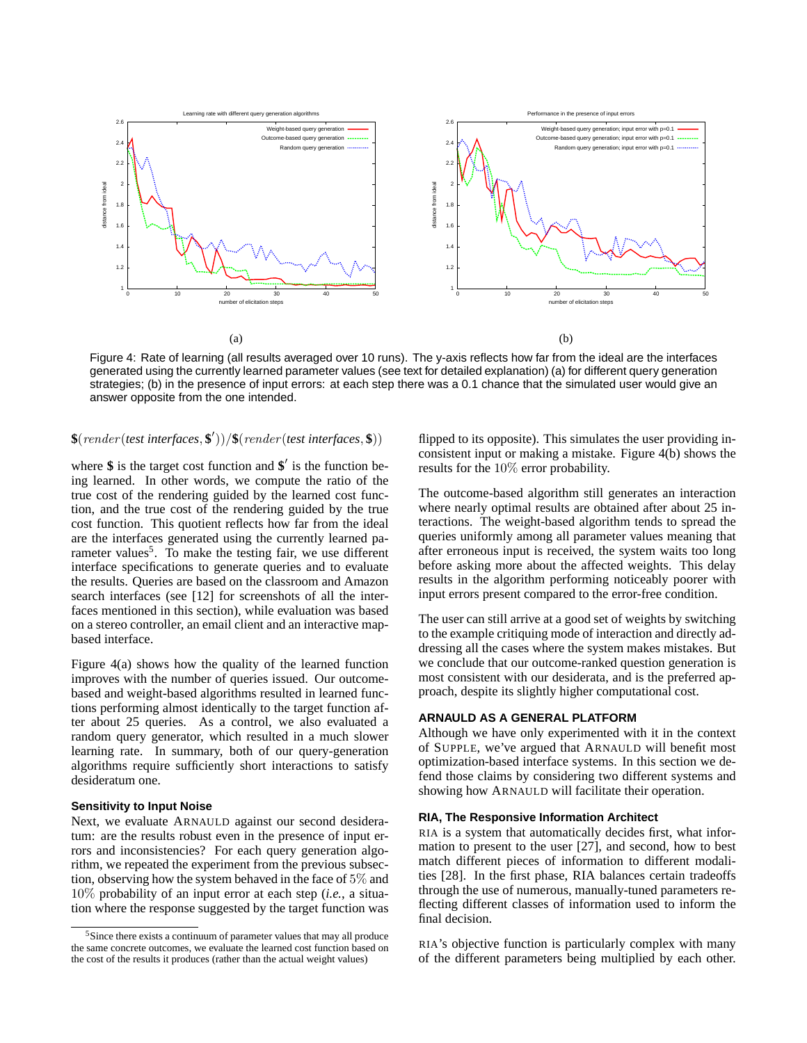Figure 4: Rate of learning (all results averaged over 10 runs). The y-axis reflects how far from the ideal are the interfaces generated using the currently learned parameter values (see text for detailed explanation) (a) for different query generation strategies; (b) in the presence of input errors: at each step there was a 0.1 chance that the simulated user would give an answer opposite from the one intended.

$$\$(render(\textit{test interfaces}, \$'))/\$(render(\textit{test interfaces}, \$))$$

where $\$$ is the target cost function and $\$'$ is the function being learned. In other words, we compute the ratio of the true cost of the rendering guided by the learned cost function, and the true cost of the rendering guided by the true cost function. This quotient reflects how far from the ideal are the interfaces generated using the currently learned parameter values[5]. To make the testing fair, we use different interface specifications to generate queries and to evaluate the results. Queries are based on the classroom and Amazon search interfaces (see [12] for screenshots of all the interfaces mentioned in this section), while evaluation was based on a stereo controller, an email client and an interactive map-based interface.

Figure 4(a) shows how the quality of the learned function improves with the number of queries issued. Our outcome-based and weight-based algorithms resulted in learned functions performing almost identically to the target function after about 25 queries. As a control, we also evaluated a random query generator, which resulted in a much slower learning rate. In summary, both of our query-generation algorithms require sufficiently short interactions to satisfy desideratum one.

### Sensitivity to Input Noise

Next, we evaluate ARNAULD against our second desideratum: are the results robust even in the presence of input errors and inconsistencies? For each query generation algorithm, we repeated the experiment from the previous subsection, observing how the system behaved in the face of $5\%$ and $10\%$ probability of an input error at each step (*i.e.*, a situation where the response suggested by the target function was flipped to its opposite). This simulates the user providing inconsistent input or making a mistake. Figure 4(b) shows the results for the $10\%$ error probability.

The outcome-based algorithm still generates an interaction where nearly optimal results are obtained after about 25 interactions. The weight-based algorithm tends to spread the queries uniformly among all parameter values meaning that after erroneous input is received, the system waits too long before asking more about the affected weights. This delay results in the algorithm performing noticeably poorer with input errors present compared to the error-free condition.

The user can still arrive at a good set of weights by switching to the example critiquing mode of interaction and directly addressing all the cases where the system makes mistakes. But we conclude that our outcome-ranked question generation is most consistent with our desiderata, and is the preferred approach, despite its slightly higher computational cost.

## ARNAULD AS A GENERAL PLATFORM

Although we have only experimented with it in the context of SUPPLE, we've argued that ARNAULD will benefit most optimization-based interface systems. In this section we defend those claims by considering two different systems and showing how ARNAULD will facilitate their operation.

### RIA, The Responsive Information Architect

RIA is a system that automatically decides first, what information to present to the user [27], and second, how to best match different pieces of information to different modalities [28]. In the first phase, RIA balances certain tradeoffs through the use of numerous, manually-tuned parameters reflecting different classes of information used to inform the final decision.

RIA's objective function is particularly complex with many of the different parameters being multiplied by each other.

[5] Since there exists a continuum of parameter values that may all produce the same concrete outcomes, we evaluate the learned cost function based on the cost of the results it produces (rather than the actual weight values)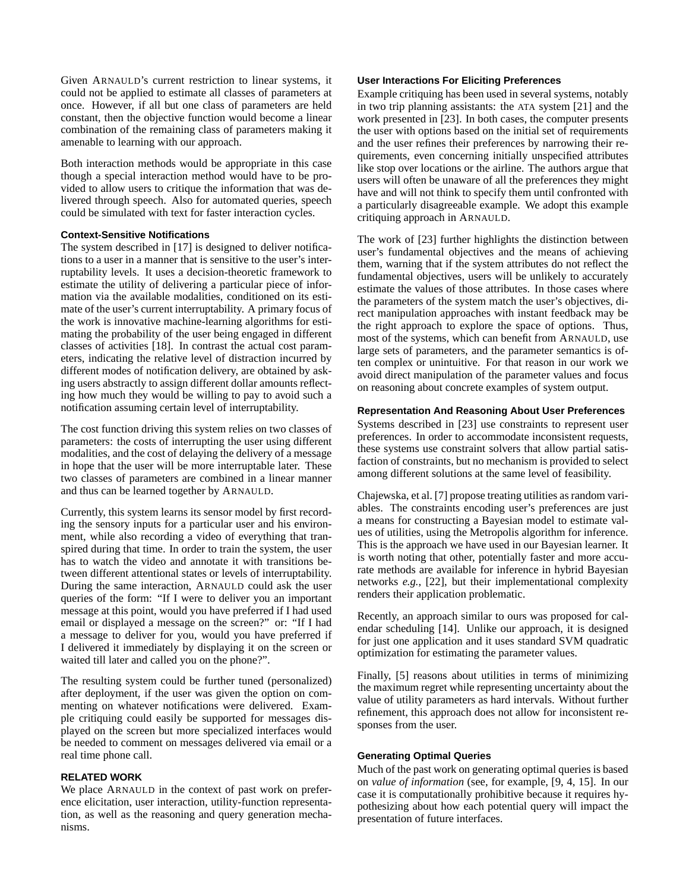Given ARNAULD's current restriction to linear systems, it could not be applied to estimate all classes of parameters at once. However, if all but one class of parameters are held constant, then the objective function would become a linear combination of the remaining class of parameters making it amenable to learning with our approach.

Both interaction methods would be appropriate in this case though a special interaction method would have to be provided to allow users to critique the information that was delivered through speech. Also for automated queries, speech could be simulated with text for faster interaction cycles.

### Context-Sensitive Notifications

The system described in [17] is designed to deliver notifications to a user in a manner that is sensitive to the user's interruptability levels. It uses a decision-theoretic framework to estimate the utility of delivering a particular piece of information via the available modalities, conditioned on its estimate of the user's current interruptability. A primary focus of the work is innovative machine-learning algorithms for estimating the probability of the user being engaged in different classes of activities [18]. In contrast the actual cost parameters, indicating the relative level of distraction incurred by different modes of notification delivery, are obtained by asking users abstractly to assign different dollar amounts reflecting how much they would be willing to pay to avoid such a notification assuming certain level of interruptability.

The cost function driving this system relies on two classes of parameters: the costs of interrupting the user using different modalities, and the cost of delaying the delivery of a message in hope that the user will be more interruptable later. These two classes of parameters are combined in a linear manner and thus can be learned together by ARNAULD.

Currently, this system learns its sensor model by first recording the sensory inputs for a particular user and his environment, while also recording a video of everything that transpired during that time. In order to train the system, the user has to watch the video and annotate it with transitions between different attentional states or levels of interruptability. During the same interaction, ARNAULD could ask the user queries of the form: "If I were to deliver you an important message at this point, would you have preferred if I had used email or displayed a message on the screen?" or: "If I had a message to deliver for you, would you have preferred if I delivered it immediately by displaying it on the screen or waited till later and called you on the phone?".

The resulting system could be further tuned (personalized) after deployment, if the user was given the option on commenting on whatever notifications were delivered. Example critiquing could easily be supported for messages displayed on the screen but more specialized interfaces would be needed to comment on messages delivered via email or a real time phone call.

## RELATED WORK

We place ARNAULD in the context of past work on preference elicitation, user interaction, utility-function representation, as well as the reasoning and query generation mechanisms.

### User Interactions For Eliciting Preferences

Example critiquing has been used in several systems, notably in two trip planning assistants: the ATA system [21] and the work presented in [23]. In both cases, the computer presents the user with options based on the initial set of requirements and the user refines their preferences by narrowing their requirements, even concerning initially unspecified attributes like stop over locations or the airline. The authors argue that users will often be unaware of all the preferences they might have and will not think to specify them until confronted with a particularly disagreeable example. We adopt this example critiquing approach in ARNAULD.

The work of [23] further highlights the distinction between user's fundamental objectives and the means of achieving them, warning that if the system attributes do not reflect the fundamental objectives, users will be unlikely to accurately estimate the values of those attributes. In those cases where the parameters of the system match the user's objectives, direct manipulation approaches with instant feedback may be the right approach to explore the space of options. Thus, most of the systems, which can benefit from ARNAULD, use large sets of parameters, and the parameter semantics is often complex or unintuitive. For that reason in our work we avoid direct manipulation of the parameter values and focus on reasoning about concrete examples of system output.

### Representation And Reasoning About User Preferences

Systems described in [23] use constraints to represent user preferences. In order to accommodate inconsistent requests, these systems use constraint solvers that allow partial satisfaction of constraints, but no mechanism is provided to select among different solutions at the same level of feasibility.

Chajewska, et al. [7] propose treating utilities as random variables. The constraints encoding user's preferences are just a means for constructing a Bayesian model to estimate values of utilities, using the Metropolis algorithm for inference. This is the approach we have used in our Bayesian learner. It is worth noting that other, potentially faster and more accurate methods are available for inference in hybrid Bayesian networks *e.g.,* [22], but their implementational complexity renders their application problematic.

Recently, an approach similar to ours was proposed for calendar scheduling [14]. Unlike our approach, it is designed for just one application and it uses standard SVM quadratic optimization for estimating the parameter values.

Finally, [5] reasons about utilities in terms of minimizing the maximum regret while representing uncertainty about the value of utility parameters as hard intervals. Without further refinement, this approach does not allow for inconsistent responses from the user.

### Generating Optimal Queries

Much of the past work on generating optimal queries is based on *value of information* (see, for example, [9, 4, 15]. In our case it is computationally prohibitive because it requires hypothesizing about how each potential query will impact the presentation of future interfaces.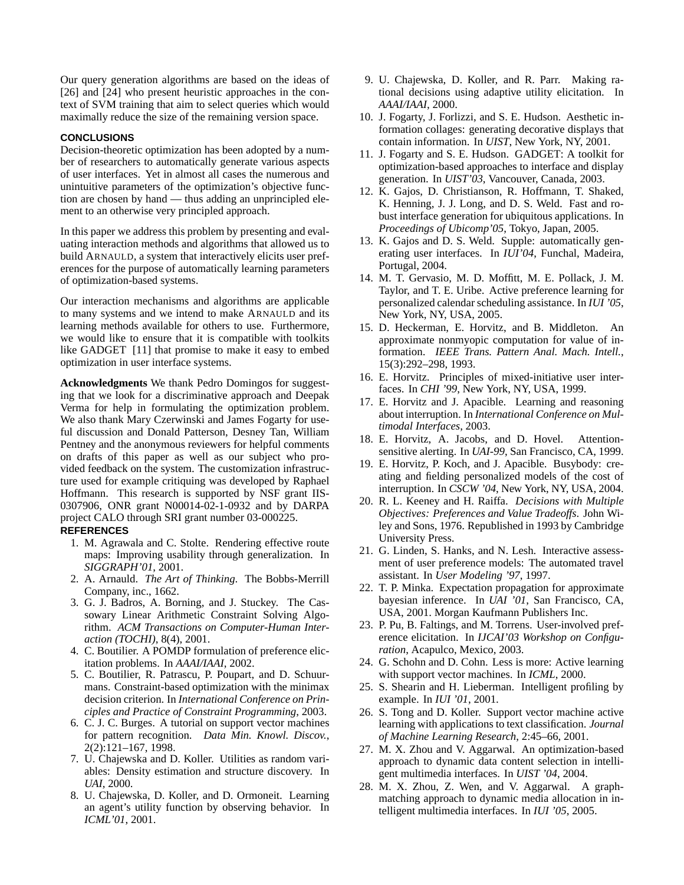Our query generation algorithms are based on the ideas of [26] and [24] who present heuristic approaches in the context of SVM training that aim to select queries which would maximally reduce the size of the remaining version space.

## CONCLUSIONS

Decision-theoretic optimization has been adopted by a number of researchers to automatically generate various aspects of user interfaces. Yet in almost all cases the numerous and unintuitive parameters of the optimization's objective function are chosen by hand — thus adding an unprincipled element to an otherwise very principled approach.

In this paper we address this problem by presenting and evaluating interaction methods and algorithms that allowed us to build ARNAULD, a system that interactively elicits user preferences for the purpose of automatically learning parameters of optimization-based systems.

Our interaction mechanisms and algorithms are applicable to many systems and we intend to make ARNAULD and its learning methods available for others to use. Furthermore, we would like to ensure that it is compatible with toolkits like GADGET [11] that promise to make it easy to embed optimization in user interface systems.

**Acknowledgments** We thank Pedro Domingos for suggesting that we look for a discriminative approach and Deepak Verma for help in formulating the optimization problem. We also thank Mary Czerwinski and James Fogarty for useful discussion and Donald Patterson, Desney Tan, William Pentney and the anonymous reviewers for helpful comments on drafts of this paper as well as our subject who provided feedback on the system. The customization infrastructure used for example critiquing was developed by Raphael Hoffmann. This research is supported by NSF grant IIS-0307906, ONR grant N00014-02-1-0932 and by DARPA project CALO through SRI grant number 03-000225.

## REFERENCES

1. M. Agrawala and C. Stolte. Rendering effective route maps: Improving usability through generalization. In *SIGGRAPH'01*, 2001.
2. A. Arnauld. *The Art of Thinking*. The Bobbs-Merrill Company, inc., 1662.
3. G. J. Badros, A. Borning, and J. Stuckey. The Cassowary Linear Arithmetic Constraint Solving Algorithm. *ACM Transactions on Computer-Human Interaction (TOCHI)*, 8(4), 2001.
4. C. Boutilier. A POMDP formulation of preference elicitation problems. In *AAAI/IAAI*, 2002.
5. C. Boutilier, R. Patrascu, P. Poupart, and D. Schuurmans. Constraint-based optimization with the minimax decision criterion. In *International Conference on Principles and Practice of Constraint Programming*, 2003.
6. C. J. C. Burges. A tutorial on support vector machines for pattern recognition. *Data Min. Knowl. Discov.*, 2(2):121–167, 1998.
7. U. Chajewska and D. Koller. Utilities as random variables: Density estimation and structure discovery. In *UAI*, 2000.
8. U. Chajewska, D. Koller, and D. Ormoneit. Learning an agent's utility function by observing behavior. In *ICML'01*, 2001.
9. U. Chajewska, D. Koller, and R. Parr. Making rational decisions using adaptive utility elicitation. In *AAAI/IAAI*, 2000.
10. J. Fogarty, J. Forlizzi, and S. E. Hudson. Aesthetic information collages: generating decorative displays that contain information. In *UIST*, New York, NY, 2001.
11. J. Fogarty and S. E. Hudson. GADGET: A toolkit for optimization-based approaches to interface and display generation. In *UIST'03*, Vancouver, Canada, 2003.
12. K. Gajos, D. Christianson, R. Hoffmann, T. Shaked, K. Henning, J. J. Long, and D. S. Weld. Fast and robust interface generation for ubiquitous applications. In *Proceedings of Ubicomp'05*, Tokyo, Japan, 2005.
13. K. Gajos and D. S. Weld. Supple: automatically generating user interfaces. In *IUI'04*, Funchal, Madeira, Portugal, 2004.
14. M. T. Gervasio, M. D. Moffitt, M. E. Pollack, J. M. Taylor, and T. E. Uribe. Active preference learning for personalized calendar scheduling assistance. In *IUI '05*, New York, NY, USA, 2005.
15. D. Heckerman, E. Horvitz, and B. Middleton. An approximate nonmyopic computation for value of information. *IEEE Trans. Pattern Anal. Mach. Intell.*, 15(3):292–298, 1993.
16. E. Horvitz. Principles of mixed-initiative user interfaces. In *CHI '99*, New York, NY, USA, 1999.
17. E. Horvitz and J. Apacible. Learning and reasoning about interruption. In *International Conference on Multimodal Interfaces*, 2003.
18. E. Horvitz, A. Jacobs, and D. Hovel. Attention-sensitive alerting. In *UAI-99*, San Francisco, CA, 1999.
19. E. Horvitz, P. Koch, and J. Apacible. Busybody: creating and fielding personalized models of the cost of interruption. In *CSCW '04*, New York, NY, USA, 2004.
20. R. L. Keeney and H. Raiffa. *Decisions with Multiple Objectives: Preferences and Value Tradeoffs*. John Wiley and Sons, 1976. Republished in 1993 by Cambridge University Press.
21. G. Linden, S. Hanks, and N. Lesh. Interactive assessment of user preference models: The automated travel assistant. In *User Modeling '97*, 1997.
22. T. P. Minka. Expectation propagation for approximate bayesian inference. In *UAI '01*, San Francisco, CA, USA, 2001. Morgan Kaufmann Publishers Inc.
23. P. Pu, B. Faltings, and M. Torrens. User-involved preference elicitation. In *IJCAI'03 Workshop on Configuration*, Acapulco, Mexico, 2003.
24. G. Schohn and D. Cohn. Less is more: Active learning with support vector machines. In *ICML*, 2000.
25. S. Shearin and H. Lieberman. Intelligent profiling by example. In *IUI '01*, 2001.
26. S. Tong and D. Koller. Support vector machine active learning with applications to text classification. *Journal of Machine Learning Research*, 2:45–66, 2001.
27. M. X. Zhou and V. Aggarwal. An optimization-based approach to dynamic data content selection in intelligent multimedia interfaces. In *UIST '04*, 2004.
28. M. X. Zhou, Z. Wen, and V. Aggarwal. A graph-matching approach to dynamic media allocation in intelligent multimedia interfaces. In *IUI '05*, 2005.